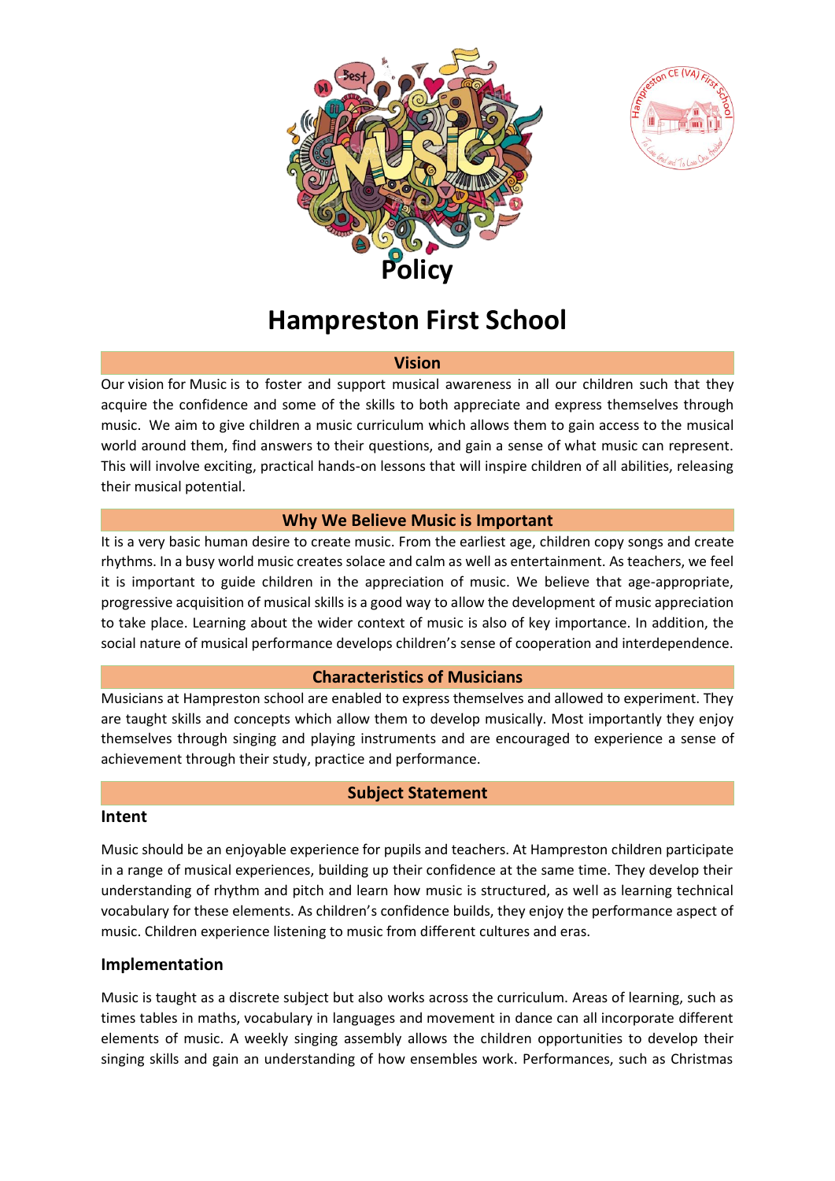Policy

# Hampreston First School

## Vision

Our vision for Music is to foster and support musical awareness in all our children such that they acquire the confidence and some of the skills to both appreciate and express themselves through music. We aim to give children a music curriculum which allows them to gain access to the musical world around them, find answers to their questions, and gain a sense of what music can represent. This will involve exciting, practical hands-on lessons that will inspire children of all abilities, releasing their musical potential.

## Why We Believe Music is Important

It is a very basic human desire to create music. From the earliest age, children copy songs and create rhythms. In a busy world music creates solace and calm as well as entertainment. As teachers, we feel it is important to guide children in the appreciation of music. We believe that age-appropriate, progressive acquisition of musical skills is a good way to allow the development of music appreciation to take place. Learning about the wider context of music is also of key importance. In addition, the social nature of musical performance develops children's sense of cooperation and interdependence.

## Characteristics of Musicians

Musicians at Hampreston school are enabled to express themselves and allowed to experiment. They are taught skills and concepts which allow them to develop musically. Most importantly they enjoy themselves through singing and playing instruments and are encouraged to experience a sense of achievement through their study, practice and performance.

## Subject Statement

### Intent

Music should be an enjoyable experience for pupils and teachers. At Hampreston children participate in a range of musical experiences, building up their confidence at the same time. They develop their understanding of rhythm and pitch and learn how music is structured, as well as learning technical vocabulary for these elements. As children's confidence builds, they enjoy the performance aspect of music. Children experience listening to music from different cultures and eras.

### Implementation

Music is taught as a discrete subject but also works across the curriculum. Areas of learning, such as times tables in maths, vocabulary in languages and movement in dance can all incorporate different elements of music. A weekly singing assembly allows the children opportunities to develop their singing skills and gain an understanding of how ensembles work. Performances, such as Christmas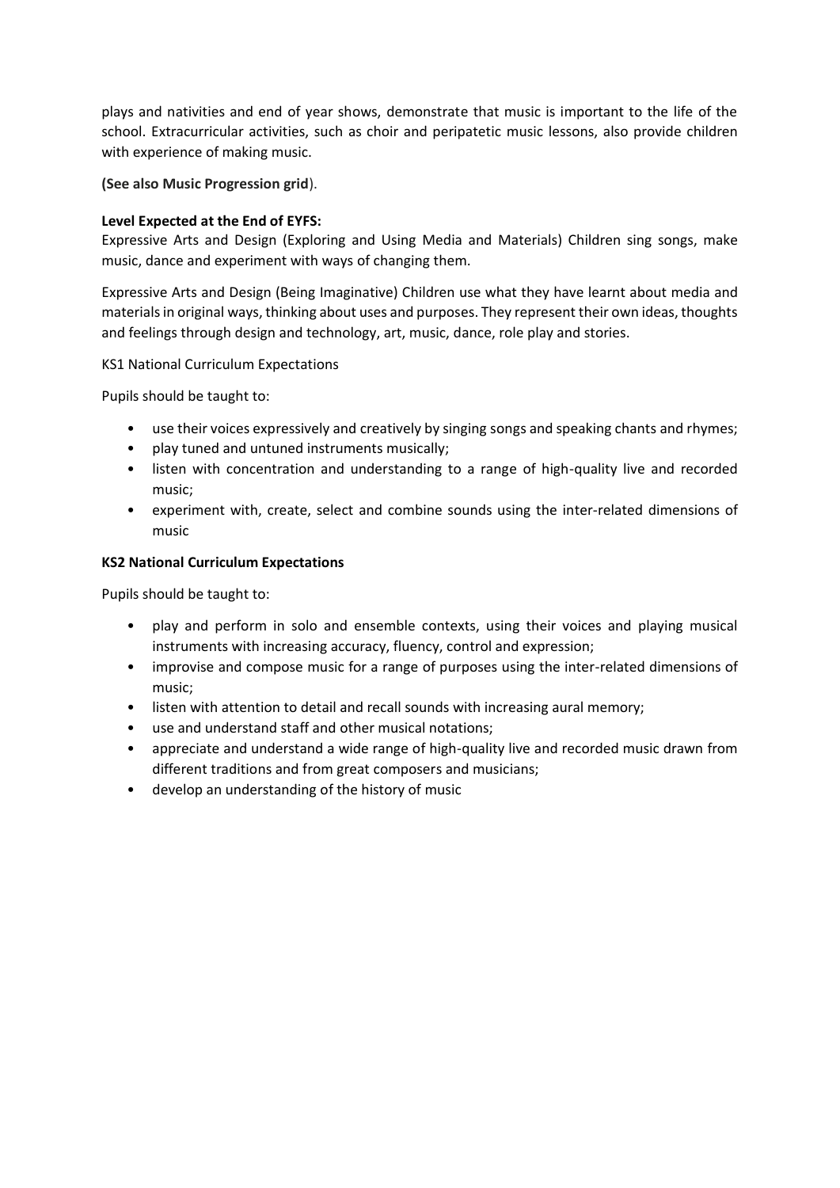plays and nativities and end of year shows, demonstrate that music is important to the life of the school. Extracurricular activities, such as choir and peripatetic music lessons, also provide children with experience of making music.

**(See also Music Progression grid**).

**Level Expected at the End of EYFS:**

Expressive Arts and Design (Exploring and Using Media and Materials) Children sing songs, make music, dance and experiment with ways of changing them.

Expressive Arts and Design (Being Imaginative) Children use what they have learnt about media and materials in original ways, thinking about uses and purposes. They represent their own ideas, thoughts and feelings through design and technology, art, music, dance, role play and stories.

KS1 National Curriculum Expectations

Pupils should be taught to:

- use their voices expressively and creatively by singing songs and speaking chants and rhymes;
- play tuned and untuned instruments musically;
- listen with concentration and understanding to a range of high-quality live and recorded music;
- experiment with, create, select and combine sounds using the inter-related dimensions of music

**KS2 National Curriculum Expectations**

Pupils should be taught to:

- play and perform in solo and ensemble contexts, using their voices and playing musical instruments with increasing accuracy, fluency, control and expression;
- improvise and compose music for a range of purposes using the inter-related dimensions of music;
- listen with attention to detail and recall sounds with increasing aural memory;
- use and understand staff and other musical notations;
- appreciate and understand a wide range of high-quality live and recorded music drawn from different traditions and from great composers and musicians;
- develop an understanding of the history of music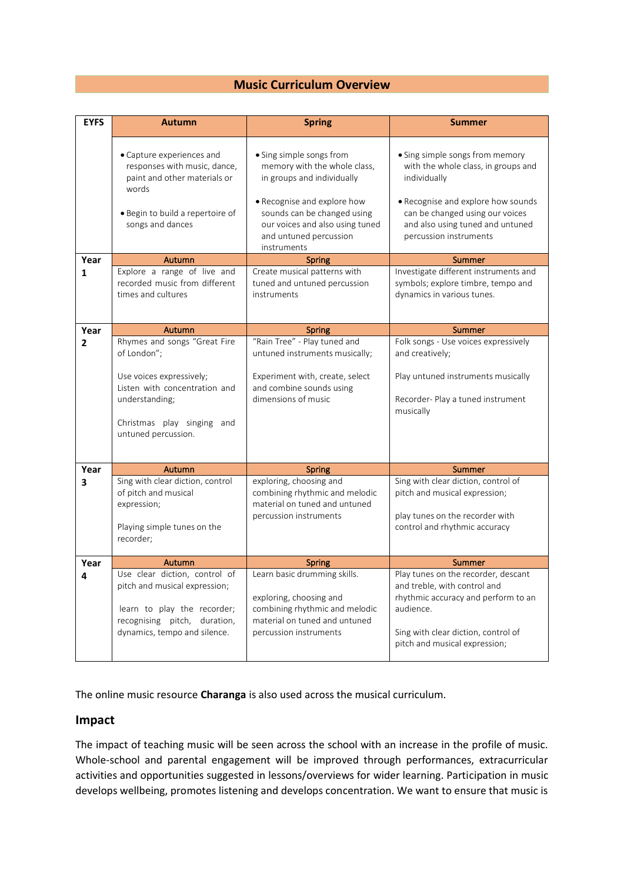## Music Curriculum Overview

| EYFS | Autumn | Spring | Summer |
|---|---|---|---|
| | • Capture experiences and responses with music, dance, paint and other materials or words<br><br>• Begin to build a repertoire of songs and dances | • Sing simple songs from memory with the whole class, in groups and individually<br><br>• Recognise and explore how sounds can be changed using our voices and also using tuned and untuned percussion instruments | • Sing simple songs from memory with the whole class, in groups and individually<br><br>• Recognise and explore how sounds can be changed using our voices and also using tuned and untuned percussion instruments |
| **Year 1** | **Autumn** | **Spring** | **Summer** |
| | Explore a range of live and recorded music from different times and cultures | Create musical patterns with tuned and untuned percussion instruments | Investigate different instruments and symbols; explore timbre, tempo and dynamics in various tunes. |
| **Year 2** | **Autumn** | **Spring** | **Summer** |
| | Rhymes and songs "Great Fire of London";<br><br>Use voices expressively; Listen with concentration and understanding;<br><br>Christmas play singing and untuned percussion. | "Rain Tree" - Play tuned and untuned instruments musically;<br><br>Experiment with, create, select and combine sounds using dimensions of music | Folk songs - Use voices expressively and creatively;<br><br>Play untuned instruments musically<br><br>Recorder- Play a tuned instrument musically |
| **Year 3** | **Autumn** | **Spring** | **Summer** |
| | Sing with clear diction, control of pitch and musical expression;<br><br>Playing simple tunes on the recorder; | exploring, choosing and combining rhythmic and melodic material on tuned and untuned percussion instruments | Sing with clear diction, control of pitch and musical expression;<br><br>play tunes on the recorder with control and rhythmic accuracy |
| **Year 4** | **Autumn** | **Spring** | **Summer** |
| | Use clear diction, control of pitch and musical expression;<br><br>learn to play the recorder; recognising pitch, duration, dynamics, tempo and silence. | Learn basic drumming skills.<br><br>exploring, choosing and combining rhythmic and melodic material on tuned and untuned percussion instruments | Play tunes on the recorder, descant and treble, with control and rhythmic accuracy and perform to an audience.<br><br>Sing with clear diction, control of pitch and musical expression; |

The online music resource **Charanga** is also used across the musical curriculum.

## Impact

The impact of teaching music will be seen across the school with an increase in the profile of music. Whole-school and parental engagement will be improved through performances, extracurricular activities and opportunities suggested in lessons/overviews for wider learning. Participation in music develops wellbeing, promotes listening and develops concentration. We want to ensure that music is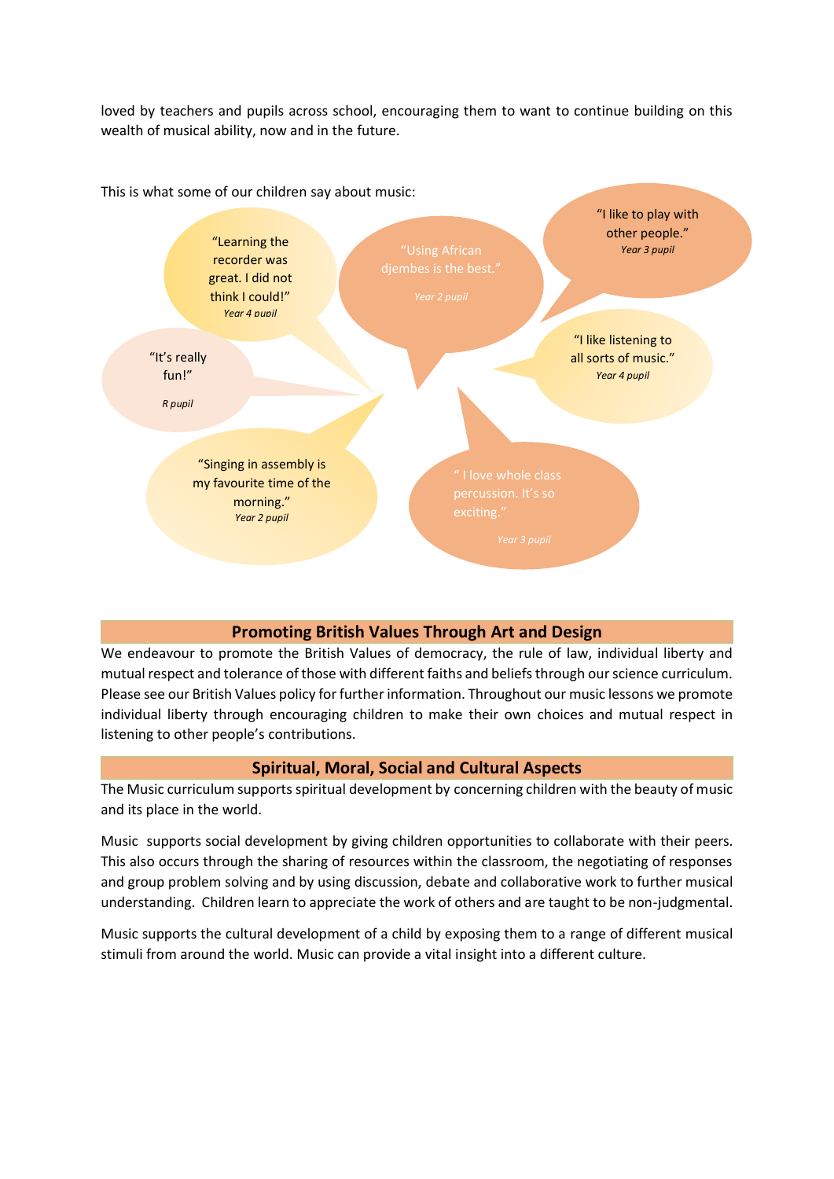loved by teachers and pupils across school, encouraging them to want to continue building on this wealth of musical ability, now and in the future.

This is what some of our children say about music:

"Learning the recorder was great. I did not think I could!"
*Year 4 pupil*

"Using African djembes is the best."
*Year 2 pupil*

"I like to play with other people."
*Year 3 pupil*

"It's really fun!"
*R pupil*

"I like listening to all sorts of music."
*Year 4 pupil*

"Singing in assembly is my favourite time of the morning."
*Year 2 pupil*

" I love whole class percussion. It's so exciting."
*Year 3 pupil*

## Promoting British Values Through Art and Design

We endeavour to promote the British Values of democracy, the rule of law, individual liberty and mutual respect and tolerance of those with different faiths and beliefs through our science curriculum. Please see our British Values policy for further information. Throughout our music lessons we promote individual liberty through encouraging children to make their own choices and mutual respect in listening to other people's contributions.

## Spiritual, Moral, Social and Cultural Aspects

The Music curriculum supports spiritual development by concerning children with the beauty of music and its place in the world.

Music supports social development by giving children opportunities to collaborate with their peers. This also occurs through the sharing of resources within the classroom, the negotiating of responses and group problem solving and by using discussion, debate and collaborative work to further musical understanding. Children learn to appreciate the work of others and are taught to be non-judgmental.

Music supports the cultural development of a child by exposing them to a range of different musical stimuli from around the world. Music can provide a vital insight into a different culture.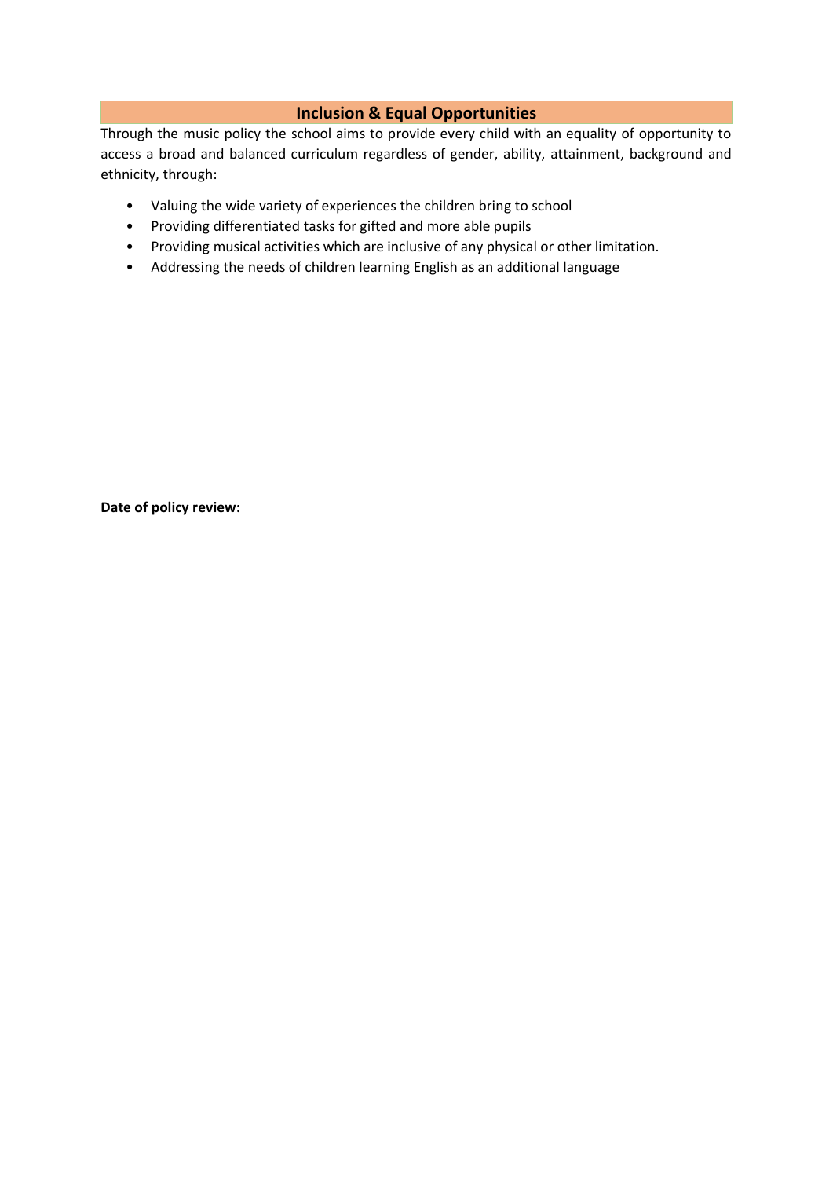## Inclusion & Equal Opportunities

Through the music policy the school aims to provide every child with an equality of opportunity to access a broad and balanced curriculum regardless of gender, ability, attainment, background and ethnicity, through:

- Valuing the wide variety of experiences the children bring to school
- Providing differentiated tasks for gifted and more able pupils
- Providing musical activities which are inclusive of any physical or other limitation.
- Addressing the needs of children learning English as an additional language

**Date of policy review:**